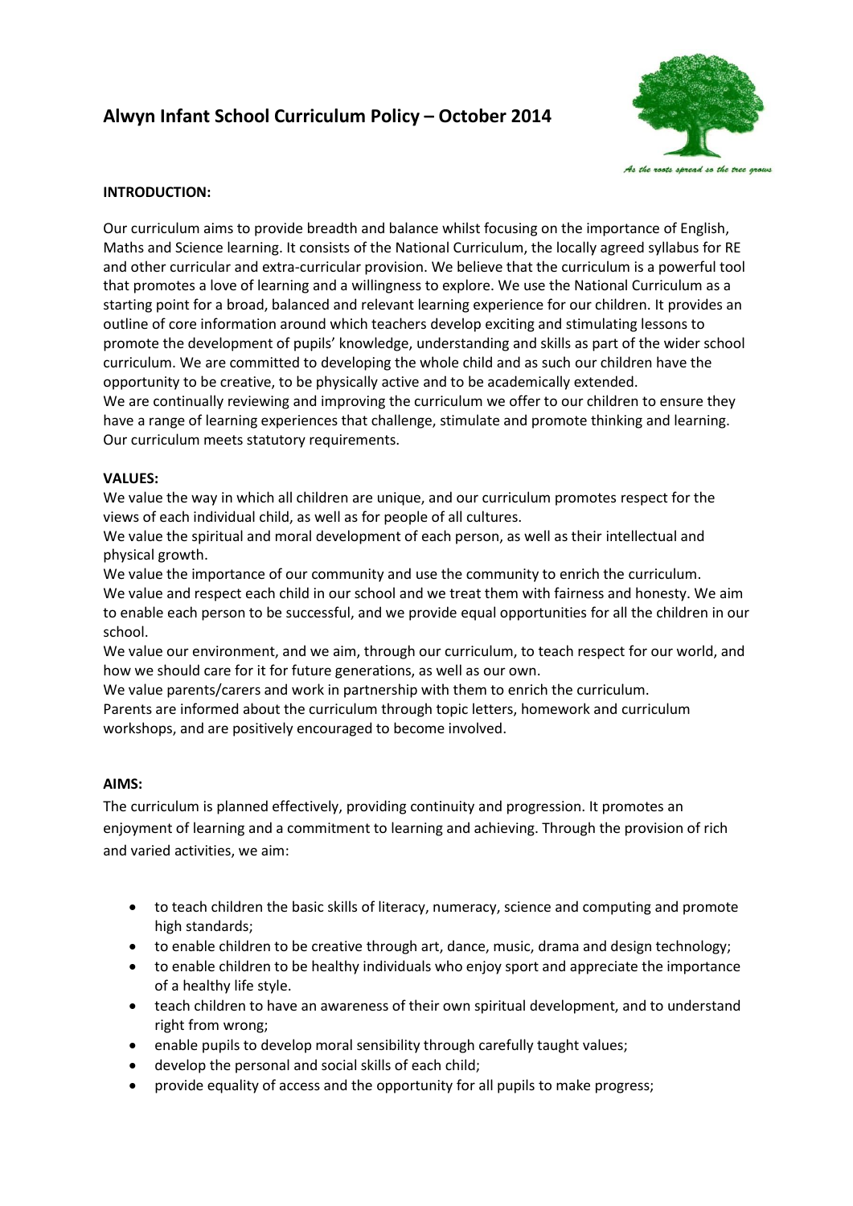# Alwyn Infant School Curriculum Policy – October 2014

*As the roots spread so the tree grows*

**INTRODUCTION:**

Our curriculum aims to provide breadth and balance whilst focusing on the importance of English, Maths and Science learning. It consists of the National Curriculum, the locally agreed syllabus for RE and other curricular and extra-curricular provision. We believe that the curriculum is a powerful tool that promotes a love of learning and a willingness to explore. We use the National Curriculum as a starting point for a broad, balanced and relevant learning experience for our children. It provides an outline of core information around which teachers develop exciting and stimulating lessons to promote the development of pupils' knowledge, understanding and skills as part of the wider school curriculum. We are committed to developing the whole child and as such our children have the opportunity to be creative, to be physically active and to be academically extended.
We are continually reviewing and improving the curriculum we offer to our children to ensure they have a range of learning experiences that challenge, stimulate and promote thinking and learning. Our curriculum meets statutory requirements.

**VALUES:**

We value the way in which all children are unique, and our curriculum promotes respect for the views of each individual child, as well as for people of all cultures.
We value the spiritual and moral development of each person, as well as their intellectual and physical growth.
We value the importance of our community and use the community to enrich the curriculum.
We value and respect each child in our school and we treat them with fairness and honesty. We aim to enable each person to be successful, and we provide equal opportunities for all the children in our school.
We value our environment, and we aim, through our curriculum, to teach respect for our world, and how we should care for it for future generations, as well as our own.
We value parents/carers and work in partnership with them to enrich the curriculum.
Parents are informed about the curriculum through topic letters, homework and curriculum workshops, and are positively encouraged to become involved.

**AIMS:**

The curriculum is planned effectively, providing continuity and progression. It promotes an enjoyment of learning and a commitment to learning and achieving. Through the provision of rich and varied activities, we aim:

- to teach children the basic skills of literacy, numeracy, science and computing and promote high standards;
- to enable children to be creative through art, dance, music, drama and design technology;
- to enable children to be healthy individuals who enjoy sport and appreciate the importance of a healthy life style.
- teach children to have an awareness of their own spiritual development, and to understand right from wrong;
- enable pupils to develop moral sensibility through carefully taught values;
- develop the personal and social skills of each child;
- provide equality of access and the opportunity for all pupils to make progress;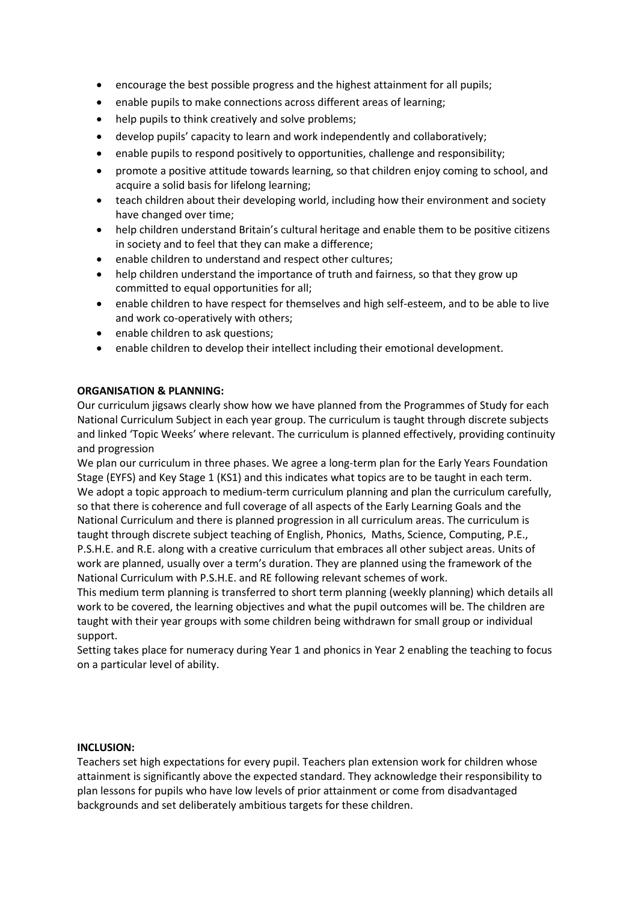- encourage the best possible progress and the highest attainment for all pupils;
- enable pupils to make connections across different areas of learning;
- help pupils to think creatively and solve problems;
- develop pupils' capacity to learn and work independently and collaboratively;
- enable pupils to respond positively to opportunities, challenge and responsibility;
- promote a positive attitude towards learning, so that children enjoy coming to school, and acquire a solid basis for lifelong learning;
- teach children about their developing world, including how their environment and society have changed over time;
- help children understand Britain's cultural heritage and enable them to be positive citizens in society and to feel that they can make a difference;
- enable children to understand and respect other cultures;
- help children understand the importance of truth and fairness, so that they grow up committed to equal opportunities for all;
- enable children to have respect for themselves and high self-esteem, and to be able to live and work co-operatively with others;
- enable children to ask questions;
- enable children to develop their intellect including their emotional development.

**ORGANISATION & PLANNING:**

Our curriculum jigsaws clearly show how we have planned from the Programmes of Study for each National Curriculum Subject in each year group. The curriculum is taught through discrete subjects and linked 'Topic Weeks' where relevant. The curriculum is planned effectively, providing continuity and progression

We plan our curriculum in three phases. We agree a long-term plan for the Early Years Foundation Stage (EYFS) and Key Stage 1 (KS1) and this indicates what topics are to be taught in each term. We adopt a topic approach to medium-term curriculum planning and plan the curriculum carefully, so that there is coherence and full coverage of all aspects of the Early Learning Goals and the National Curriculum and there is planned progression in all curriculum areas. The curriculum is taught through discrete subject teaching of English, Phonics, Maths, Science, Computing, P.E., P.S.H.E. and R.E. along with a creative curriculum that embraces all other subject areas. Units of work are planned, usually over a term's duration. They are planned using the framework of the National Curriculum with P.S.H.E. and RE following relevant schemes of work.

This medium term planning is transferred to short term planning (weekly planning) which details all work to be covered, the learning objectives and what the pupil outcomes will be. The children are taught with their year groups with some children being withdrawn for small group or individual support.

Setting takes place for numeracy during Year 1 and phonics in Year 2 enabling the teaching to focus on a particular level of ability.

**INCLUSION:**

Teachers set high expectations for every pupil. Teachers plan extension work for children whose attainment is significantly above the expected standard. They acknowledge their responsibility to plan lessons for pupils who have low levels of prior attainment or come from disadvantaged backgrounds and set deliberately ambitious targets for these children.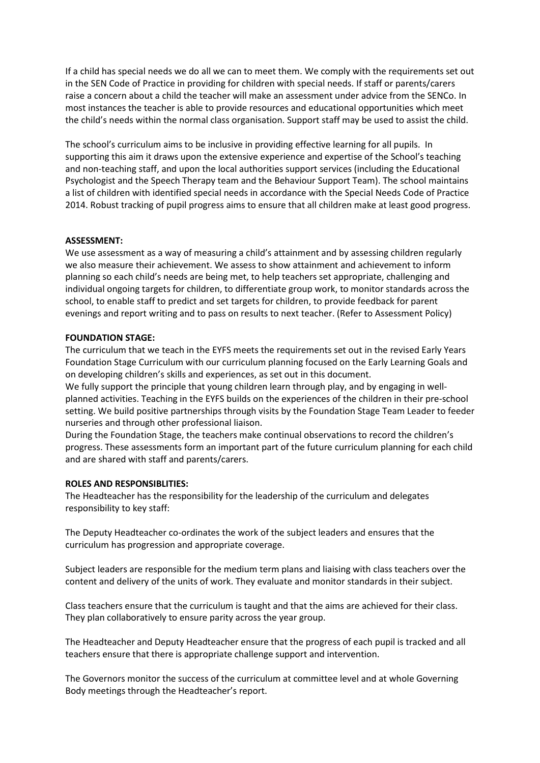If a child has special needs we do all we can to meet them. We comply with the requirements set out in the SEN Code of Practice in providing for children with special needs. If staff or parents/carers raise a concern about a child the teacher will make an assessment under advice from the SENCo. In most instances the teacher is able to provide resources and educational opportunities which meet the child's needs within the normal class organisation. Support staff may be used to assist the child.

The school's curriculum aims to be inclusive in providing effective learning for all pupils. In supporting this aim it draws upon the extensive experience and expertise of the School's teaching and non-teaching staff, and upon the local authorities support services (including the Educational Psychologist and the Speech Therapy team and the Behaviour Support Team). The school maintains a list of children with identified special needs in accordance with the Special Needs Code of Practice 2014. Robust tracking of pupil progress aims to ensure that all children make at least good progress.

**ASSESSMENT:**

We use assessment as a way of measuring a child's attainment and by assessing children regularly we also measure their achievement. We assess to show attainment and achievement to inform planning so each child's needs are being met, to help teachers set appropriate, challenging and individual ongoing targets for children, to differentiate group work, to monitor standards across the school, to enable staff to predict and set targets for children, to provide feedback for parent evenings and report writing and to pass on results to next teacher. (Refer to Assessment Policy)

**FOUNDATION STAGE:**

The curriculum that we teach in the EYFS meets the requirements set out in the revised Early Years Foundation Stage Curriculum with our curriculum planning focused on the Early Learning Goals and on developing children's skills and experiences, as set out in this document.

We fully support the principle that young children learn through play, and by engaging in well-planned activities. Teaching in the EYFS builds on the experiences of the children in their pre-school setting. We build positive partnerships through visits by the Foundation Stage Team Leader to feeder nurseries and through other professional liaison.

During the Foundation Stage, the teachers make continual observations to record the children's progress. These assessments form an important part of the future curriculum planning for each child and are shared with staff and parents/carers.

**ROLES AND RESPONSIBLITIES:**

The Headteacher has the responsibility for the leadership of the curriculum and delegates responsibility to key staff:

The Deputy Headteacher co-ordinates the work of the subject leaders and ensures that the curriculum has progression and appropriate coverage.

Subject leaders are responsible for the medium term plans and liaising with class teachers over the content and delivery of the units of work. They evaluate and monitor standards in their subject.

Class teachers ensure that the curriculum is taught and that the aims are achieved for their class. They plan collaboratively to ensure parity across the year group.

The Headteacher and Deputy Headteacher ensure that the progress of each pupil is tracked and all teachers ensure that there is appropriate challenge support and intervention.

The Governors monitor the success of the curriculum at committee level and at whole Governing Body meetings through the Headteacher's report.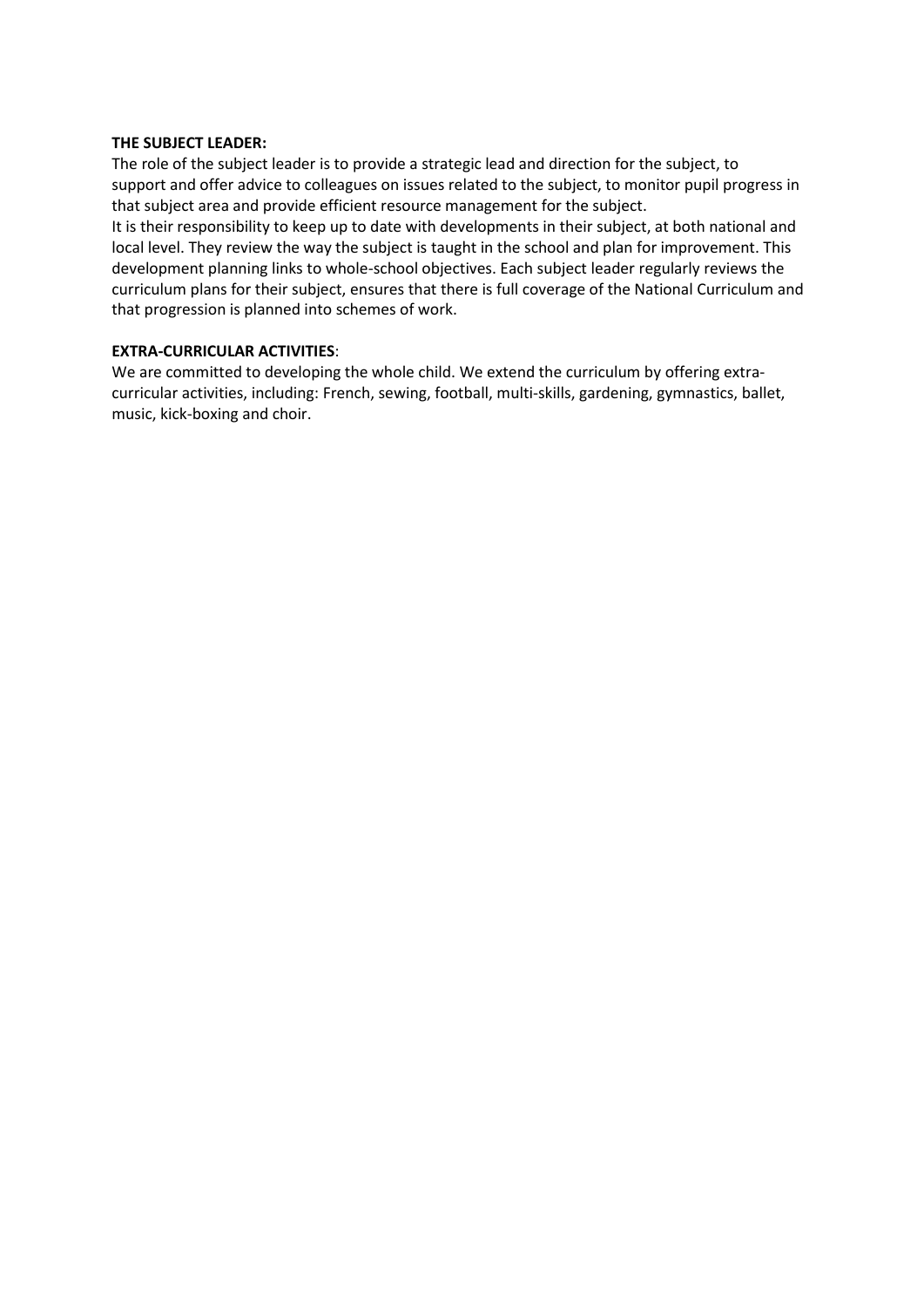**THE SUBJECT LEADER:**

The role of the subject leader is to provide a strategic lead and direction for the subject, to support and offer advice to colleagues on issues related to the subject, to monitor pupil progress in that subject area and provide efficient resource management for the subject.

It is their responsibility to keep up to date with developments in their subject, at both national and local level. They review the way the subject is taught in the school and plan for improvement. This development planning links to whole-school objectives. Each subject leader regularly reviews the curriculum plans for their subject, ensures that there is full coverage of the National Curriculum and that progression is planned into schemes of work.

**EXTRA-CURRICULAR ACTIVITIES**:

We are committed to developing the whole child. We extend the curriculum by offering extra-curricular activities, including: French, sewing, football, multi-skills, gardening, gymnastics, ballet, music, kick-boxing and choir.